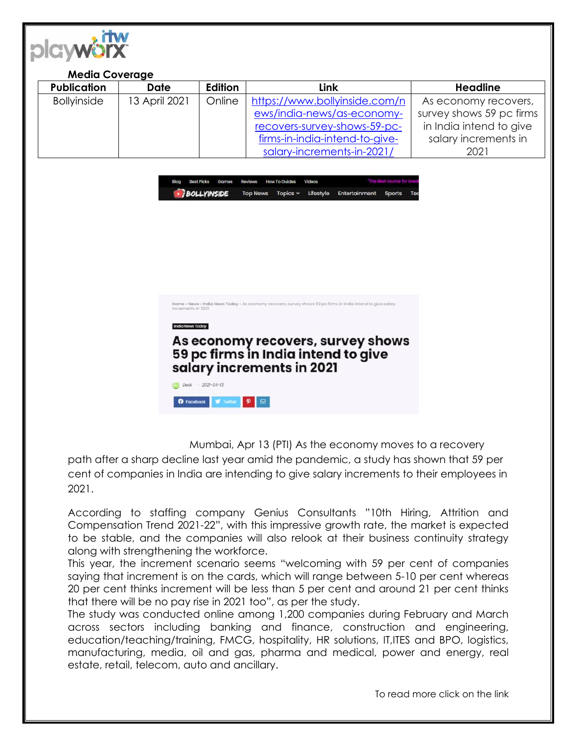**Media Coverage**

| Publication | Date | Edition | Link | Headline |
|---|---|---|---|---|
| Bollyinside | 13 April 2021 | Online | https://www.bollyinside.com/news/india-news/as-economy-recovers-survey-shows-59-pc-firms-in-india-intend-to-give-salary-increments-in-2021/ | As economy recovers, survey shows 59 pc firms in India intend to give salary increments in 2021 |

Blog Best Picks Games Reviews How To Guides Videos

BOLLYINSIDE Top News Topics Lifestyle Entertainment Sports

Home » News » India News Today » As economy recovers, survey shows 59 pc firms in India intend to give salary increments in 2021

India News Today

# As economy recovers, survey shows 59 pc firms in India intend to give salary increments in 2021

Desk · 2021-04-13

Facebook Twitter

Mumbai, Apr 13 (PTI) As the economy moves to a recovery path after a sharp decline last year amid the pandemic, a study has shown that 59 per cent of companies in India are intending to give salary increments to their employees in 2021.

According to staffing company Genius Consultants "10th Hiring, Attrition and Compensation Trend 2021-22", with this impressive growth rate, the market is expected to be stable, and the companies will also relook at their business continuity strategy along with strengthening the workforce.

This year, the increment scenario seems "welcoming with 59 per cent of companies saying that increment is on the cards, which will range between 5-10 per cent whereas 20 per cent thinks increment will be less than 5 per cent and around 21 per cent thinks that there will be no pay rise in 2021 too", as per the study.

The study was conducted online among 1,200 companies during February and March across sectors including banking and finance, construction and engineering, education/teaching/training, FMCG, hospitality, HR solutions, IT,ITES and BPO, logistics, manufacturing, media, oil and gas, pharma and medical, power and energy, real estate, retail, telecom, auto and ancillary.

To read more click on the link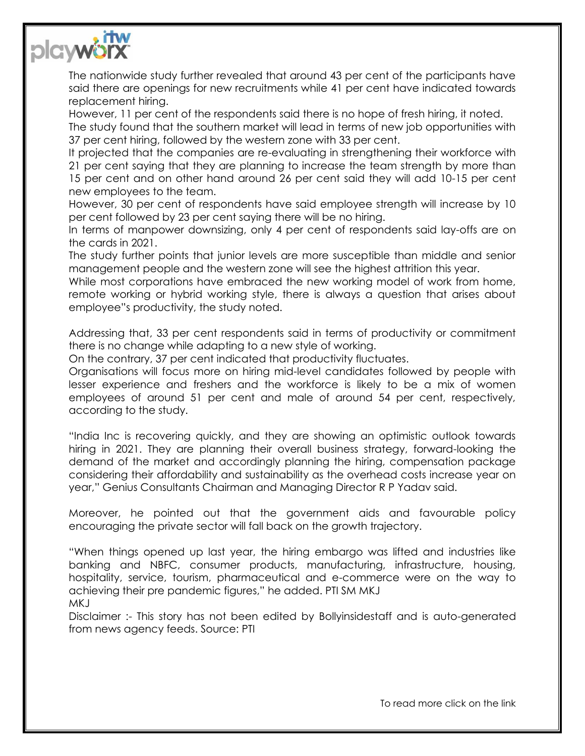The nationwide study further revealed that around 43 per cent of the participants have said there are openings for new recruitments while 41 per cent have indicated towards replacement hiring.
However, 11 per cent of the respondents said there is no hope of fresh hiring, it noted.
The study found that the southern market will lead in terms of new job opportunities with 37 per cent hiring, followed by the western zone with 33 per cent.
It projected that the companies are re-evaluating in strengthening their workforce with 21 per cent saying that they are planning to increase the team strength by more than 15 per cent and on other hand around 26 per cent said they will add 10-15 per cent new employees to the team.
However, 30 per cent of respondents have said employee strength will increase by 10 per cent followed by 23 per cent saying there will be no hiring.
In terms of manpower downsizing, only 4 per cent of respondents said lay-offs are on the cards in 2021.
The study further points that junior levels are more susceptible than middle and senior management people and the western zone will see the highest attrition this year.
While most corporations have embraced the new working model of work from home, remote working or hybrid working style, there is always a question that arises about employee"s productivity, the study noted.

Addressing that, 33 per cent respondents said in terms of productivity or commitment there is no change while adapting to a new style of working.
On the contrary, 37 per cent indicated that productivity fluctuates.
Organisations will focus more on hiring mid-level candidates followed by people with lesser experience and freshers and the workforce is likely to be a mix of women employees of around 51 per cent and male of around 54 per cent, respectively, according to the study.

"India Inc is recovering quickly, and they are showing an optimistic outlook towards hiring in 2021. They are planning their overall business strategy, forward-looking the demand of the market and accordingly planning the hiring, compensation package considering their affordability and sustainability as the overhead costs increase year on year," Genius Consultants Chairman and Managing Director R P Yadav said.

Moreover, he pointed out that the government aids and favourable policy encouraging the private sector will fall back on the growth trajectory.

"When things opened up last year, the hiring embargo was lifted and industries like banking and NBFC, consumer products, manufacturing, infrastructure, housing, hospitality, service, tourism, pharmaceutical and e-commerce were on the way to achieving their pre pandemic figures," he added. PTI SM MKJ
MKJ
Disclaimer :- This story has not been edited by Bollyinsidestaff and is auto-generated from news agency feeds. Source: PTI

To read more click on the link